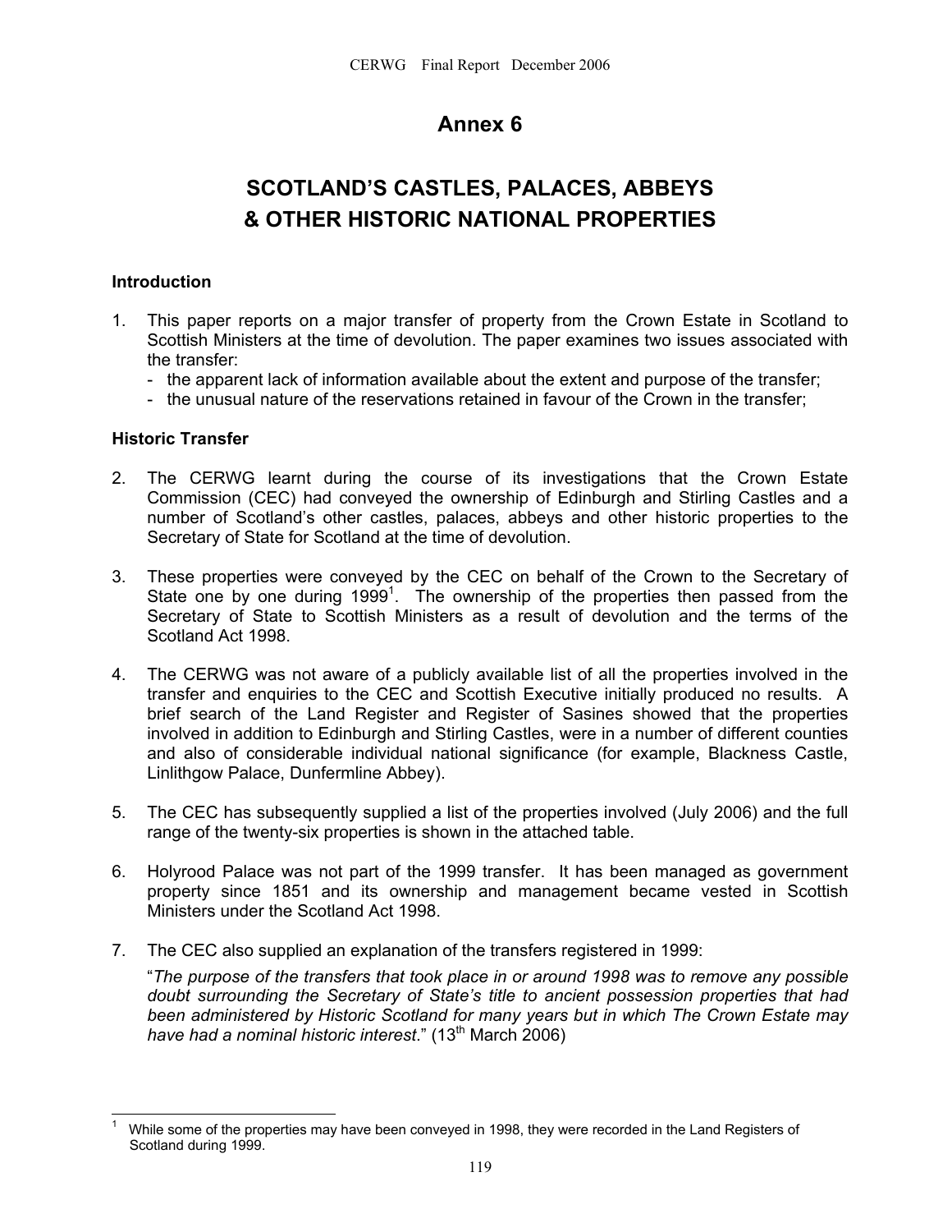# Annex 6

## SCOTLAND'S CASTLES, PALACES, ABBEYS & OTHER HISTORIC NATIONAL PROPERTIES

### Introduction

1. This paper reports on a major transfer of property from the Crown Estate in Scotland to Scottish Ministers at the time of devolution. The paper examines two issues associated with the transfer:
   - the apparent lack of information available about the extent and purpose of the transfer;
   - the unusual nature of the reservations retained in favour of the Crown in the transfer;

### Historic Transfer

2. The CERWG learnt during the course of its investigations that the Crown Estate Commission (CEC) had conveyed the ownership of Edinburgh and Stirling Castles and a number of Scotland's other castles, palaces, abbeys and other historic properties to the Secretary of State for Scotland at the time of devolution.

3. These properties were conveyed by the CEC on behalf of the Crown to the Secretary of State one by one during 1999[1]. The ownership of the properties then passed from the Secretary of State to Scottish Ministers as a result of devolution and the terms of the Scotland Act 1998.

4. The CERWG was not aware of a publicly available list of all the properties involved in the transfer and enquiries to the CEC and Scottish Executive initially produced no results. A brief search of the Land Register and Register of Sasines showed that the properties involved in addition to Edinburgh and Stirling Castles, were in a number of different counties and also of considerable individual national significance (for example, Blackness Castle, Linlithgow Palace, Dunfermline Abbey).

5. The CEC has subsequently supplied a list of the properties involved (July 2006) and the full range of the twenty-six properties is shown in the attached table.

6. Holyrood Palace was not part of the 1999 transfer. It has been managed as government property since 1851 and its ownership and management became vested in Scottish Ministers under the Scotland Act 1998.

7. The CEC also supplied an explanation of the transfers registered in 1999:

   "*The purpose of the transfers that took place in or around 1998 was to remove any possible doubt surrounding the Secretary of State's title to ancient possession properties that had been administered by Historic Scotland for many years but in which The Crown Estate may have had a nominal historic interest*." (13th March 2006)

---

[1] While some of the properties may have been conveyed in 1998, they were recorded in the Land Registers of Scotland during 1999.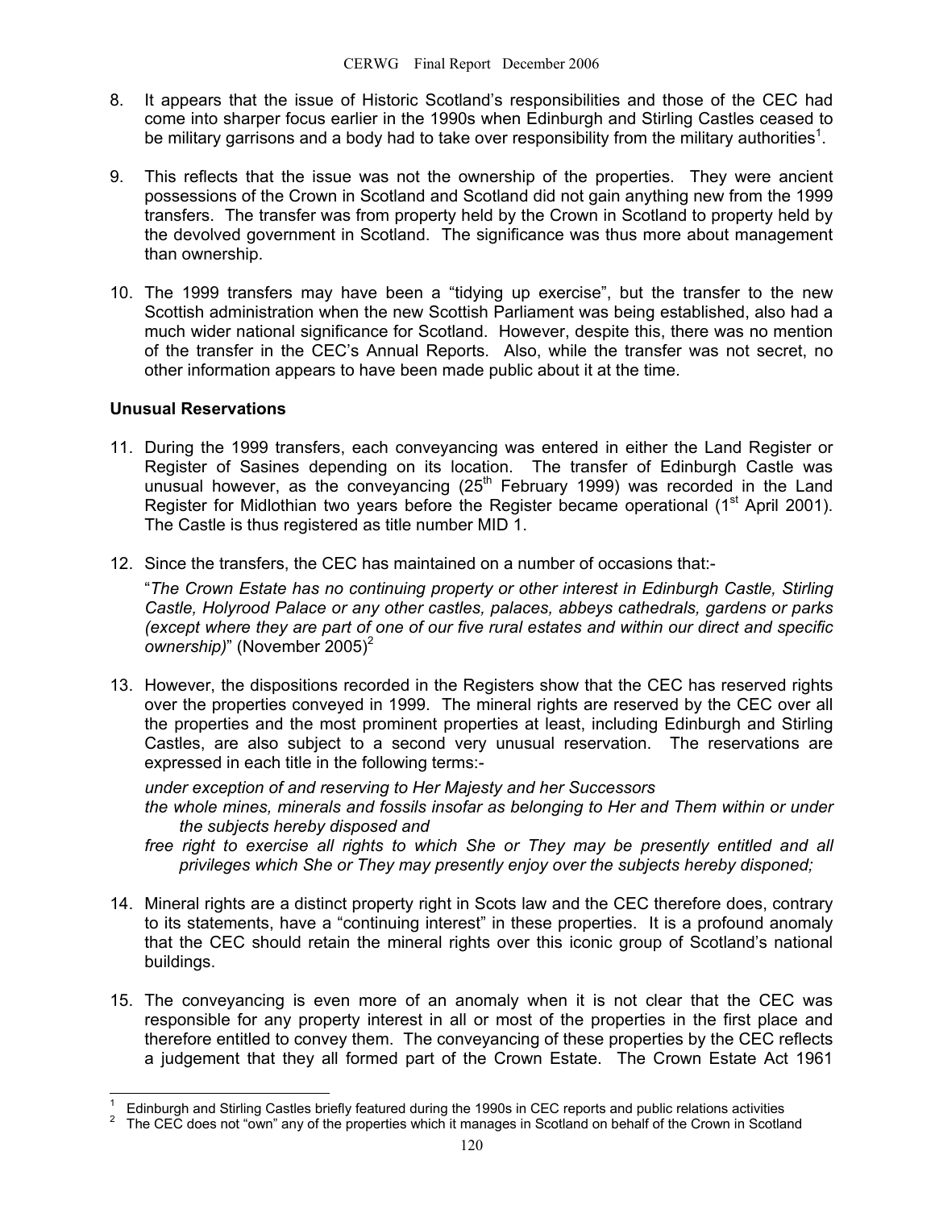8. It appears that the issue of Historic Scotland's responsibilities and those of the CEC had come into sharper focus earlier in the 1990s when Edinburgh and Stirling Castles ceased to be military garrisons and a body had to take over responsibility from the military authorities[1].

9. This reflects that the issue was not the ownership of the properties. They were ancient possessions of the Crown in Scotland and Scotland did not gain anything new from the 1999 transfers. The transfer was from property held by the Crown in Scotland to property held by the devolved government in Scotland. The significance was thus more about management than ownership.

10. The 1999 transfers may have been a "tidying up exercise", but the transfer to the new Scottish administration when the new Scottish Parliament was being established, also had a much wider national significance for Scotland. However, despite this, there was no mention of the transfer in the CEC's Annual Reports. Also, while the transfer was not secret, no other information appears to have been made public about it at the time.

**Unusual Reservations**

11. During the 1999 transfers, each conveyancing was entered in either the Land Register or Register of Sasines depending on its location. The transfer of Edinburgh Castle was unusual however, as the conveyancing (25th February 1999) was recorded in the Land Register for Midlothian two years before the Register became operational (1st April 2001). The Castle is thus registered as title number MID 1.

12. Since the transfers, the CEC has maintained on a number of occasions that:-

    "*The Crown Estate has no continuing property or other interest in Edinburgh Castle, Stirling Castle, Holyrood Palace or any other castles, palaces, abbeys cathedrals, gardens or parks (except where they are part of one of our five rural estates and within our direct and specific ownership)*" (November 2005)[2]

13. However, the dispositions recorded in the Registers show that the CEC has reserved rights over the properties conveyed in 1999. The mineral rights are reserved by the CEC over all the properties and the most prominent properties at least, including Edinburgh and Stirling Castles, are also subject to a second very unusual reservation. The reservations are expressed in each title in the following terms:-

    *under exception of and reserving to Her Majesty and her Successors*
    *the whole mines, minerals and fossils insofar as belonging to Her and Them within or under the subjects hereby disposed and*
    *free right to exercise all rights to which She or They may be presently entitled and all privileges which She or They may presently enjoy over the subjects hereby disponed;*

14. Mineral rights are a distinct property right in Scots law and the CEC therefore does, contrary to its statements, have a "continuing interest" in these properties. It is a profound anomaly that the CEC should retain the mineral rights over this iconic group of Scotland's national buildings.

15. The conveyancing is even more of an anomaly when it is not clear that the CEC was responsible for any property interest in all or most of the properties in the first place and therefore entitled to convey them. The conveyancing of these properties by the CEC reflects a judgement that they all formed part of the Crown Estate. The Crown Estate Act 1961

---

[1] Edinburgh and Stirling Castles briefly featured during the 1990s in CEC reports and public relations activities

[2] The CEC does not "own" any of the properties which it manages in Scotland on behalf of the Crown in Scotland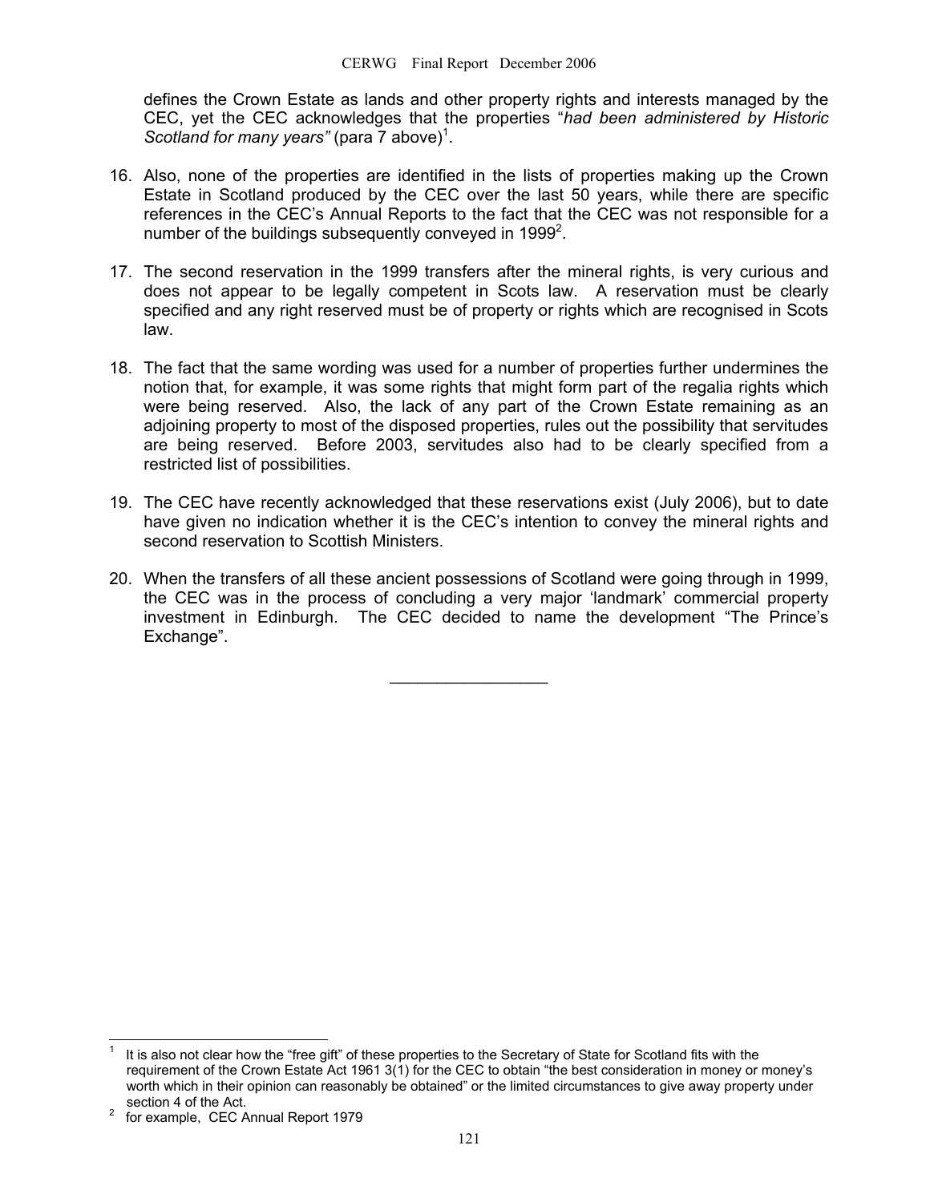defines the Crown Estate as lands and other property rights and interests managed by the CEC, yet the CEC acknowledges that the properties "*had been administered by Historic Scotland for many years"* (para 7 above)[1].

16. Also, none of the properties are identified in the lists of properties making up the Crown Estate in Scotland produced by the CEC over the last 50 years, while there are specific references in the CEC's Annual Reports to the fact that the CEC was not responsible for a number of the buildings subsequently conveyed in 1999[2].

17. The second reservation in the 1999 transfers after the mineral rights, is very curious and does not appear to be legally competent in Scots law. A reservation must be clearly specified and any right reserved must be of property or rights which are recognised in Scots law.

18. The fact that the same wording was used for a number of properties further undermines the notion that, for example, it was some rights that might form part of the regalia rights which were being reserved. Also, the lack of any part of the Crown Estate remaining as an adjoining property to most of the disposed properties, rules out the possibility that servitudes are being reserved. Before 2003, servitudes also had to be clearly specified from a restricted list of possibilities.

19. The CEC have recently acknowledged that these reservations exist (July 2006), but to date have given no indication whether it is the CEC's intention to convey the mineral rights and second reservation to Scottish Ministers.

20. When the transfers of all these ancient possessions of Scotland were going through in 1999, the CEC was in the process of concluding a very major 'landmark' commercial property investment in Edinburgh. The CEC decided to name the development "The Prince's Exchange".

---

[1] It is also not clear how the "free gift" of these properties to the Secretary of State for Scotland fits with the requirement of the Crown Estate Act 1961 3(1) for the CEC to obtain "the best consideration in money or money's worth which in their opinion can reasonably be obtained" or the limited circumstances to give away property under section 4 of the Act.

[2] for example, CEC Annual Report 1979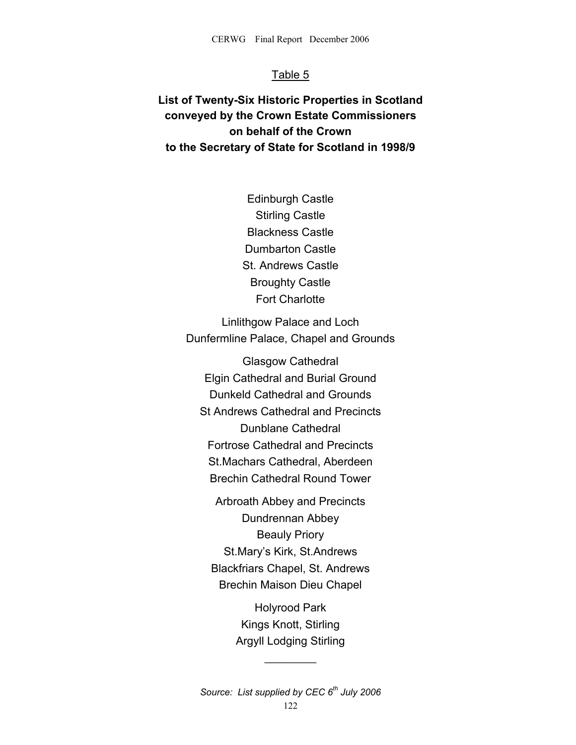Table 5

**List of Twenty-Six Historic Properties in Scotland conveyed by the Crown Estate Commissioners on behalf of the Crown to the Secretary of State for Scotland in 1998/9**

Edinburgh Castle
Stirling Castle
Blackness Castle
Dumbarton Castle
St. Andrews Castle
Broughty Castle
Fort Charlotte

Linlithgow Palace and Loch
Dunfermline Palace, Chapel and Grounds

Glasgow Cathedral
Elgin Cathedral and Burial Ground
Dunkeld Cathedral and Grounds
St Andrews Cathedral and Precincts
Dunblane Cathedral
Fortrose Cathedral and Precincts
St.Machars Cathedral, Aberdeen
Brechin Cathedral Round Tower

Arbroath Abbey and Precincts
Dundrennan Abbey
Beauly Priory
St.Mary's Kirk, St.Andrews
Blackfriars Chapel, St. Andrews
Brechin Maison Dieu Chapel

Holyrood Park
Kings Knott, Stirling
Argyll Lodging Stirling

---

*Source: List supplied by CEC 6th July 2006*